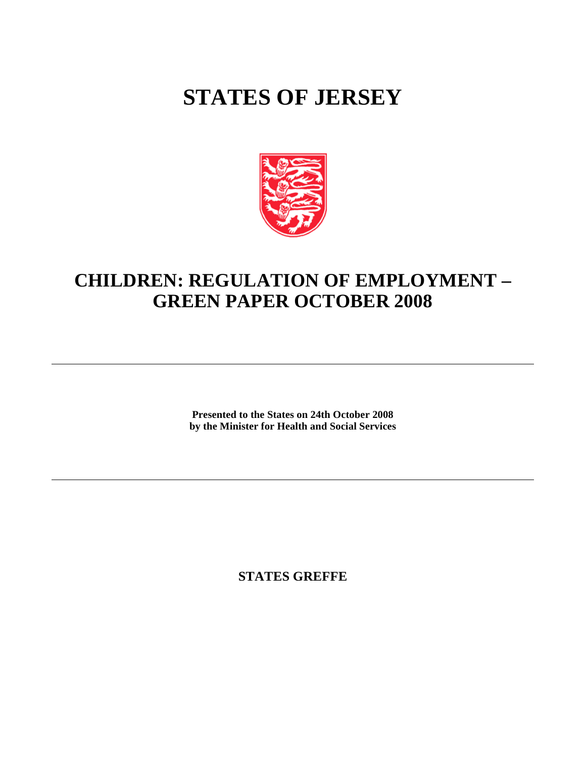# STATES OF JERSEY

# CHILDREN: REGULATION OF EMPLOYMENT – GREEN PAPER OCTOBER 2008

---

**Presented to the States on 24th October 2008**
**by the Minister for Health and Social Services**

---

**STATES GREFFE**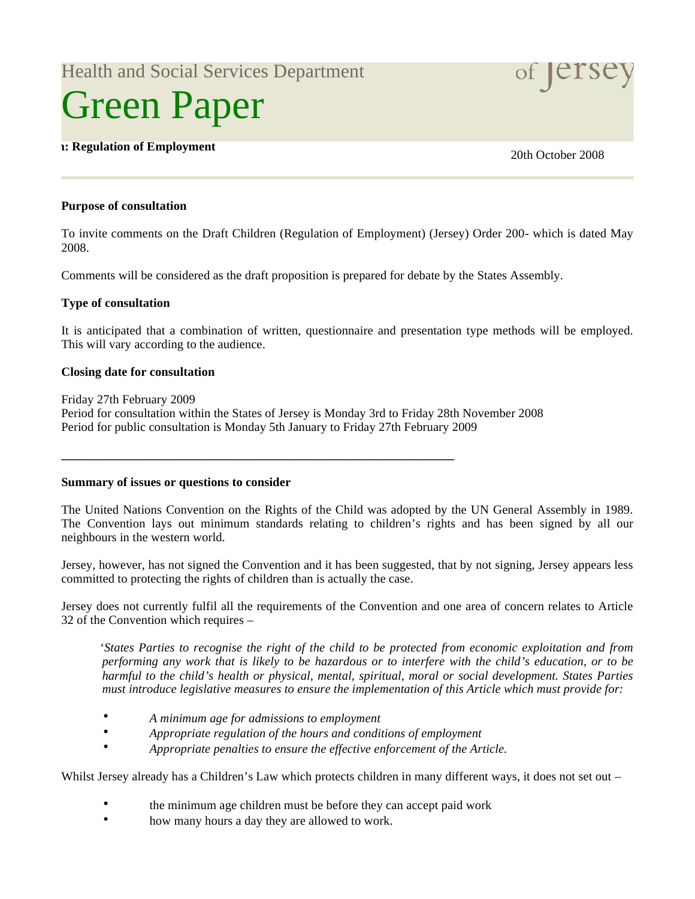Health and Social Services Department

# Green Paper

**: Regulation of Employment**

20th October 2008

---

**Purpose of consultation**

To invite comments on the Draft Children (Regulation of Employment) (Jersey) Order 200- which is dated May 2008.

Comments will be considered as the draft proposition is prepared for debate by the States Assembly.

**Type of consultation**

It is anticipated that a combination of written, questionnaire and presentation type methods will be employed. This will vary according to the audience.

**Closing date for consultation**

Friday 27th February 2009
Period for consultation within the States of Jersey is Monday 3rd to Friday 28th November 2008
Period for public consultation is Monday 5th January to Friday 27th February 2009

---

**Summary of issues or questions to consider**

The United Nations Convention on the Rights of the Child was adopted by the UN General Assembly in 1989. The Convention lays out minimum standards relating to children's rights and has been signed by all our neighbours in the western world.

Jersey, however, has not signed the Convention and it has been suggested, that by not signing, Jersey appears less committed to protecting the rights of children than is actually the case.

Jersey does not currently fulfil all the requirements of the Convention and one area of concern relates to Article 32 of the Convention which requires –

> '*States Parties to recognise the right of the child to be protected from economic exploitation and from performing any work that is likely to be hazardous or to interfere with the child's education, or to be harmful to the child's health or physical, mental, spiritual, moral or social development. States Parties must introduce legislative measures to ensure the implementation of this Article which must provide for:*
>
> - *A minimum age for admissions to employment*
> - *Appropriate regulation of the hours and conditions of employment*
> - *Appropriate penalties to ensure the effective enforcement of the Article.*

Whilst Jersey already has a Children's Law which protects children in many different ways, it does not set out –

- the minimum age children must be before they can accept paid work
- how many hours a day they are allowed to work.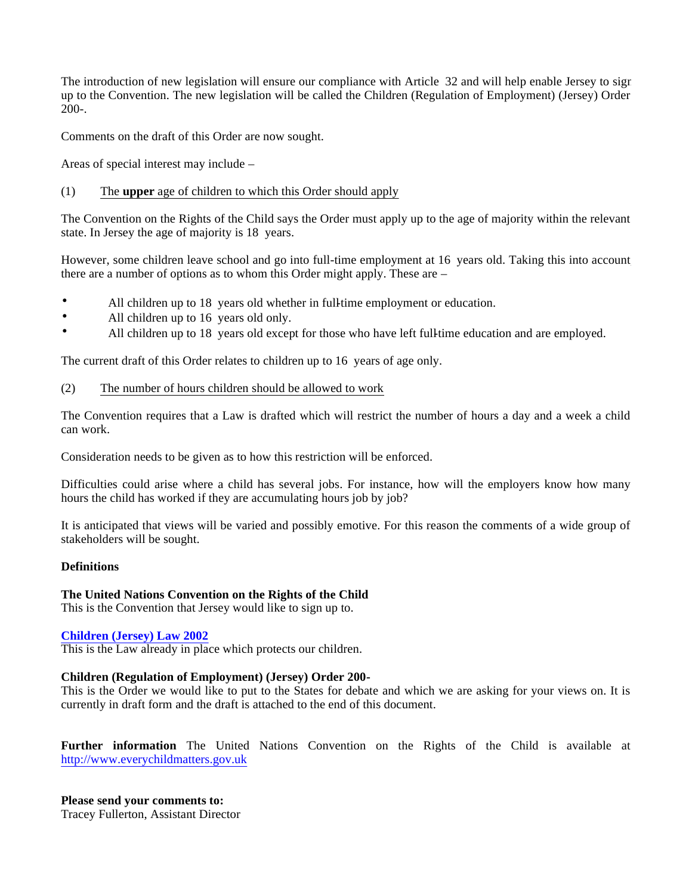The introduction of new legislation will ensure our compliance with Article 32 and will help enable Jersey to sign up to the Convention. The new legislation will be called the Children (Regulation of Employment) (Jersey) Order 200-.

Comments on the draft of this Order are now sought.

Areas of special interest may include –

(1) The **upper** age of children to which this Order should apply

The Convention on the Rights of the Child says the Order must apply up to the age of majority within the relevant state. In Jersey the age of majority is 18 years.

However, some children leave school and go into full-time employment at 16 years old. Taking this into account there are a number of options as to whom this Order might apply. These are –

- All children up to 18 years old whether in full-time employment or education.
- All children up to 16 years old only.
- All children up to 18 years old except for those who have left full-time education and are employed.

The current draft of this Order relates to children up to 16 years of age only.

(2) The number of hours children should be allowed to work

The Convention requires that a Law is drafted which will restrict the number of hours a day and a week a child can work.

Consideration needs to be given as to how this restriction will be enforced.

Difficulties could arise where a child has several jobs. For instance, how will the employers know how many hours the child has worked if they are accumulating hours job by job?

It is anticipated that views will be varied and possibly emotive. For this reason the comments of a wide group of stakeholders will be sought.

**Definitions**

**The United Nations Convention on the Rights of the Child**
This is the Convention that Jersey would like to sign up to.

**Children (Jersey) Law 2002**
This is the Law already in place which protects our children.

**Children (Regulation of Employment) (Jersey) Order 200-**
This is the Order we would like to put to the States for debate and which we are asking for your views on. It is currently in draft form and the draft is attached to the end of this document.

**Further information** The United Nations Convention on the Rights of the Child is available at http://www.everychildmatters.gov.uk

**Please send your comments to:**
Tracey Fullerton, Assistant Director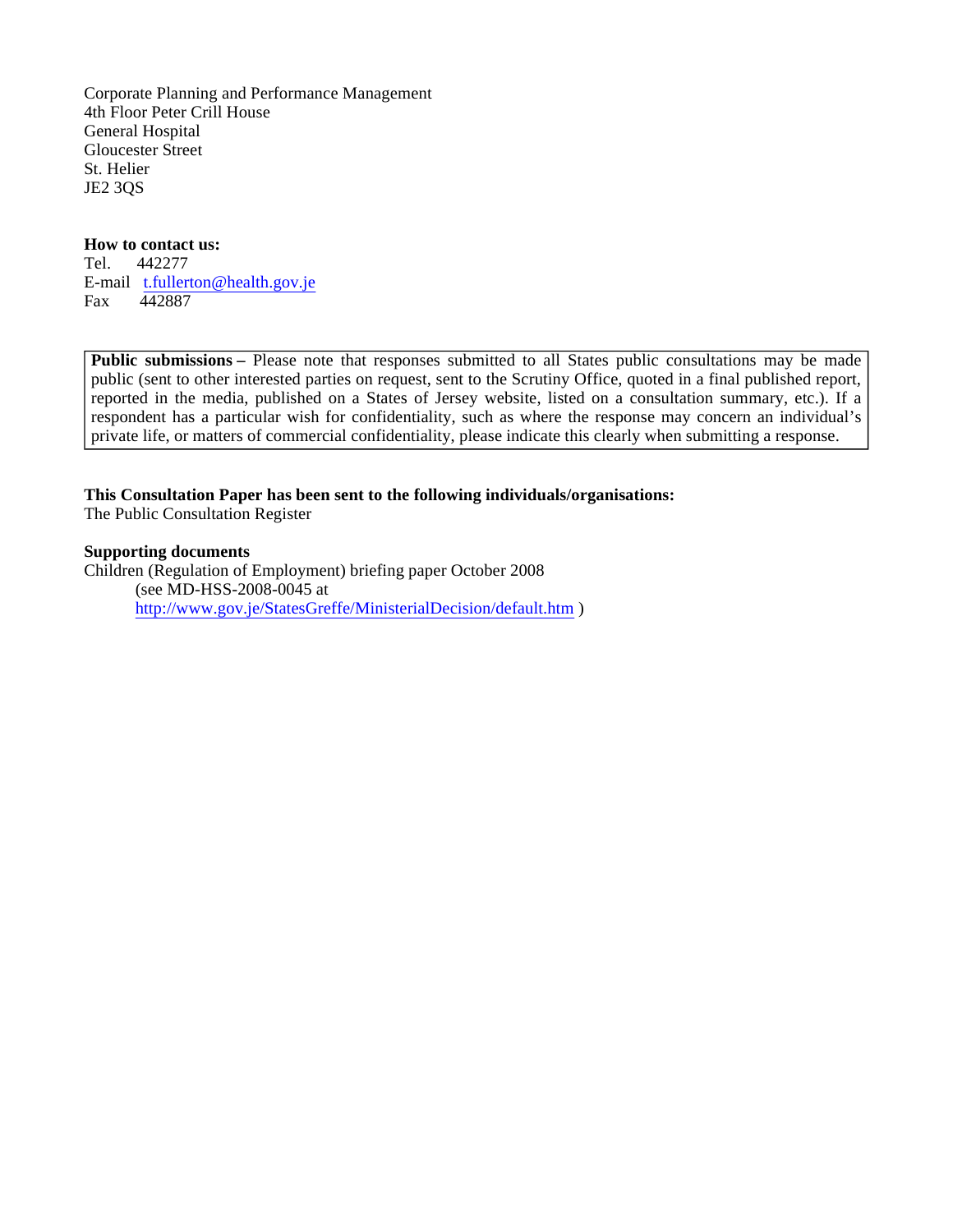Corporate Planning and Performance Management
4th Floor Peter Crill House
General Hospital
Gloucester Street
St. Helier
JE2 3QS

**How to contact us:**
Tel. 442277
E-mail [t.fullerton@health.gov.je](mailto:t.fullerton@health.gov.je)
Fax 442887

> **Public submissions –** Please note that responses submitted to all States public consultations may be made public (sent to other interested parties on request, sent to the Scrutiny Office, quoted in a final published report, reported in the media, published on a States of Jersey website, listed on a consultation summary, etc.). If a respondent has a particular wish for confidentiality, such as where the response may concern an individual's private life, or matters of commercial confidentiality, please indicate this clearly when submitting a response.

**This Consultation Paper has been sent to the following individuals/organisations:**
The Public Consultation Register

**Supporting documents**
Children (Regulation of Employment) briefing paper October 2008
(see MD-HSS-2008-0045 at
http://www.gov.je/StatesGreffe/MinisterialDecision/default.htm )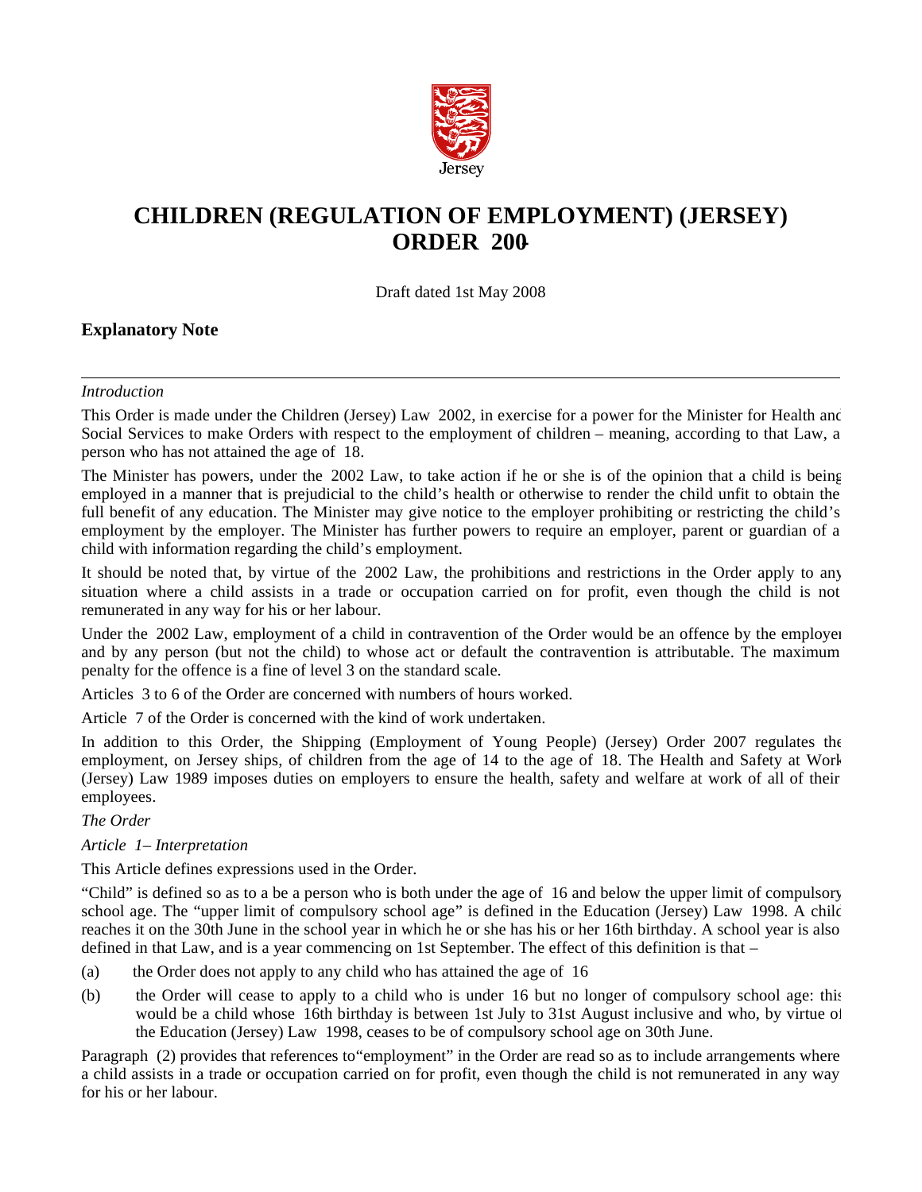Jersey

# CHILDREN (REGULATION OF EMPLOYMENT) (JERSEY) ORDER 200-

Draft dated 1st May 2008

## Explanatory Note

---

*Introduction*

This Order is made under the Children (Jersey) Law 2002, in exercise for a power for the Minister for Health and Social Services to make Orders with respect to the employment of children – meaning, according to that Law, a person who has not attained the age of 18.

The Minister has powers, under the 2002 Law, to take action if he or she is of the opinion that a child is being employed in a manner that is prejudicial to the child's health or otherwise to render the child unfit to obtain the full benefit of any education. The Minister may give notice to the employer prohibiting or restricting the child's employment by the employer. The Minister has further powers to require an employer, parent or guardian of a child with information regarding the child's employment.

It should be noted that, by virtue of the 2002 Law, the prohibitions and restrictions in the Order apply to any situation where a child assists in a trade or occupation carried on for profit, even though the child is not remunerated in any way for his or her labour.

Under the 2002 Law, employment of a child in contravention of the Order would be an offence by the employer and by any person (but not the child) to whose act or default the contravention is attributable. The maximum penalty for the offence is a fine of level 3 on the standard scale.

Articles 3 to 6 of the Order are concerned with numbers of hours worked.

Article 7 of the Order is concerned with the kind of work undertaken.

In addition to this Order, the Shipping (Employment of Young People) (Jersey) Order 2007 regulates the employment, on Jersey ships, of children from the age of 14 to the age of 18. The Health and Safety at Work (Jersey) Law 1989 imposes duties on employers to ensure the health, safety and welfare at work of all of their employees.

*The Order*

*Article 1– Interpretation*

This Article defines expressions used in the Order.

"Child" is defined so as to a be a person who is both under the age of 16 and below the upper limit of compulsory school age. The "upper limit of compulsory school age" is defined in the Education (Jersey) Law 1998. A child reaches it on the 30th June in the school year in which he or she has his or her 16th birthday. A school year is also defined in that Law, and is a year commencing on 1st September. The effect of this definition is that –

(a) the Order does not apply to any child who has attained the age of 16

(b) the Order will cease to apply to a child who is under 16 but no longer of compulsory school age: this would be a child whose 16th birthday is between 1st July to 31st August inclusive and who, by virtue of the Education (Jersey) Law 1998, ceases to be of compulsory school age on 30th June.

Paragraph (2) provides that references to"employment" in the Order are read so as to include arrangements where a child assists in a trade or occupation carried on for profit, even though the child is not remunerated in any way for his or her labour.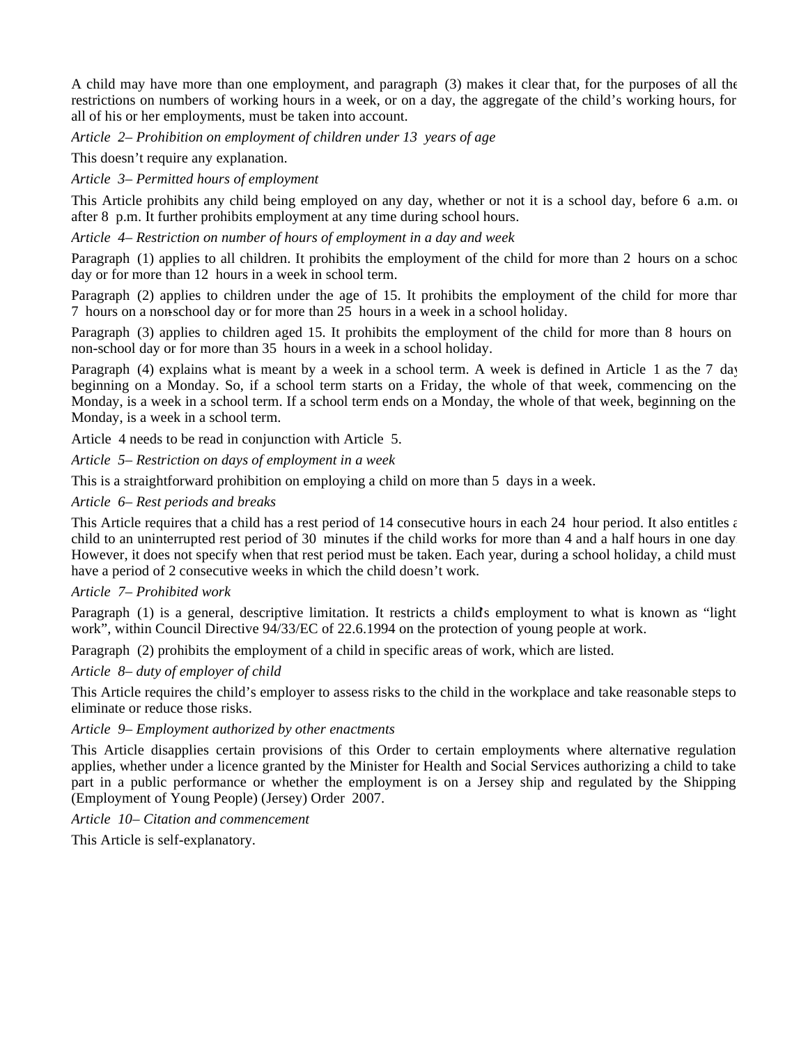A child may have more than one employment, and paragraph (3) makes it clear that, for the purposes of all the restrictions on numbers of working hours in a week, or on a day, the aggregate of the child's working hours, for all of his or her employments, must be taken into account.

*Article 2 – Prohibition on employment of children under 13 years of age*

This doesn't require any explanation.

*Article 3 – Permitted hours of employment*

This Article prohibits any child being employed on any day, whether or not it is a school day, before 6 a.m. or after 8 p.m. It further prohibits employment at any time during school hours.

*Article 4 – Restriction on number of hours of employment in a day and week*

Paragraph (1) applies to all children. It prohibits the employment of the child for more than 2 hours on a school day or for more than 12 hours in a week in school term.

Paragraph (2) applies to children under the age of 15. It prohibits the employment of the child for more than 7 hours on a non-school day or for more than 25 hours in a week in a school holiday.

Paragraph (3) applies to children aged 15. It prohibits the employment of the child for more than 8 hours on a non-school day or for more than 35 hours in a week in a school holiday.

Paragraph (4) explains what is meant by a week in a school term. A week is defined in Article 1 as the 7 days beginning on a Monday. So, if a school term starts on a Friday, the whole of that week, commencing on the Monday, is a week in a school term. If a school term ends on a Monday, the whole of that week, beginning on the Monday, is a week in a school term.

Article 4 needs to be read in conjunction with Article 5.

*Article 5 – Restriction on days of employment in a week*

This is a straightforward prohibition on employing a child on more than 5 days in a week.

*Article 6 – Rest periods and breaks*

This Article requires that a child has a rest period of 14 consecutive hours in each 24 hour period. It also entitles a child to an uninterrupted rest period of 30 minutes if the child works for more than 4 and a half hours in one day. However, it does not specify when that rest period must be taken. Each year, during a school holiday, a child must have a period of 2 consecutive weeks in which the child doesn't work.

*Article 7 – Prohibited work*

Paragraph (1) is a general, descriptive limitation. It restricts a child's employment to what is known as "light work", within Council Directive 94/33/EC of 22.6.1994 on the protection of young people at work.

Paragraph (2) prohibits the employment of a child in specific areas of work, which are listed.

*Article 8 – duty of employer of child*

This Article requires the child's employer to assess risks to the child in the workplace and take reasonable steps to eliminate or reduce those risks.

*Article 9 – Employment authorized by other enactments*

This Article disapplies certain provisions of this Order to certain employments where alternative regulation applies, whether under a licence granted by the Minister for Health and Social Services authorizing a child to take part in a public performance or whether the employment is on a Jersey ship and regulated by the Shipping (Employment of Young People) (Jersey) Order 2007.

*Article 10 – Citation and commencement*

This Article is self-explanatory.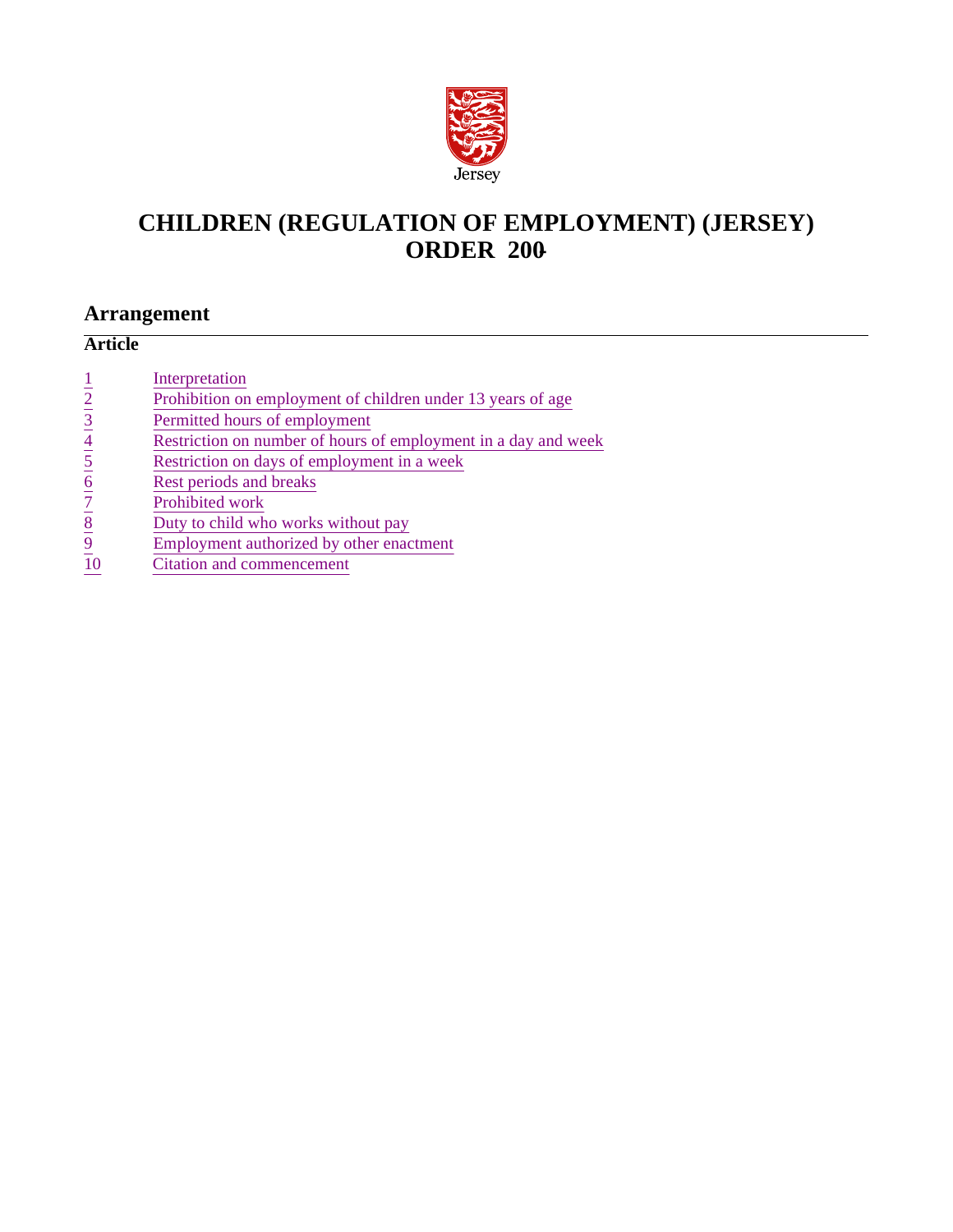Jersey

# CHILDREN (REGULATION OF EMPLOYMENT) (JERSEY) ORDER 200-

## Arrangement

**Article**

| | |
|---|---|
| 1 | Interpretation |
| 2 | Prohibition on employment of children under 13 years of age |
| 3 | Permitted hours of employment |
| 4 | Restriction on number of hours of employment in a day and week |
| 5 | Restriction on days of employment in a week |
| 6 | Rest periods and breaks |
| 7 | Prohibited work |
| 8 | Duty to child who works without pay |
| 9 | Employment authorized by other enactment |
| 10 | Citation and commencement |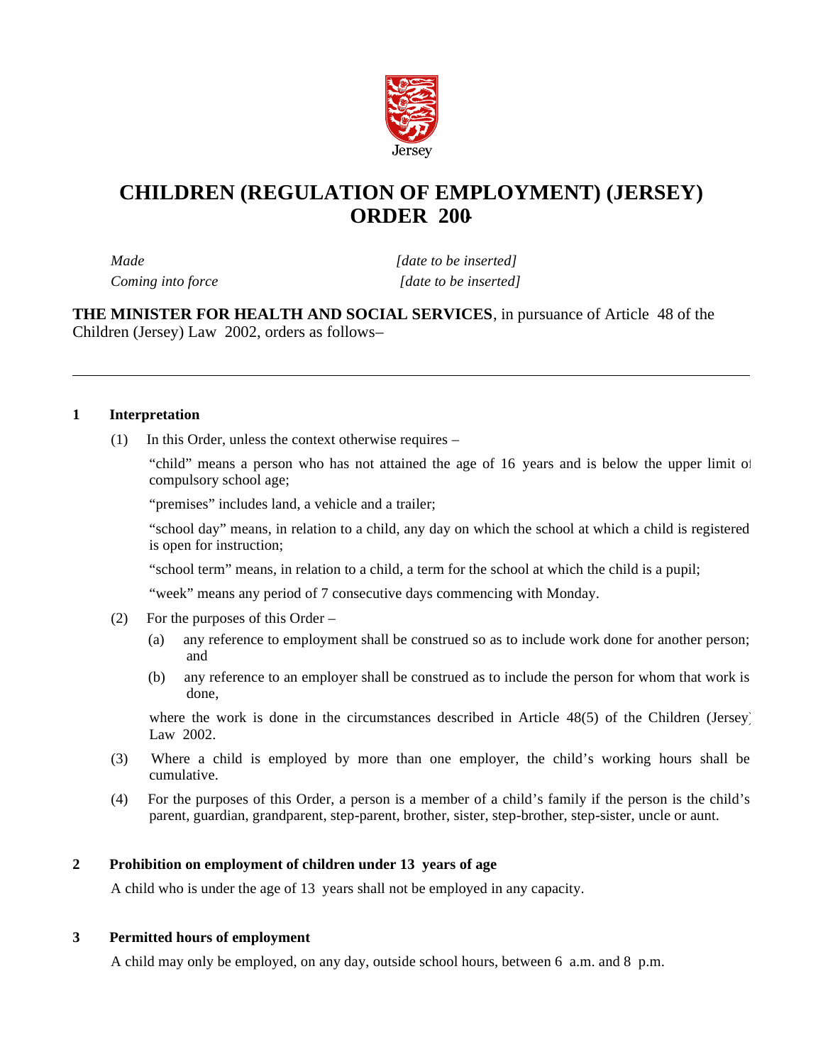Jersey

# CHILDREN (REGULATION OF EMPLOYMENT) (JERSEY) ORDER 200-

*Made* [date to be inserted]
*Coming into force* [date to be inserted]

**THE MINISTER FOR HEALTH AND SOCIAL SERVICES**, in pursuance of Article 48 of the Children (Jersey) Law 2002, orders as follows–

---

## 1 Interpretation

(1) In this Order, unless the context otherwise requires –

"child" means a person who has not attained the age of 16 years and is below the upper limit of compulsory school age;

"premises" includes land, a vehicle and a trailer;

"school day" means, in relation to a child, any day on which the school at which a child is registered is open for instruction;

"school term" means, in relation to a child, a term for the school at which the child is a pupil;

"week" means any period of 7 consecutive days commencing with Monday.

(2) For the purposes of this Order –

(a) any reference to employment shall be construed so as to include work done for another person; and

(b) any reference to an employer shall be construed as to include the person for whom that work is done,

where the work is done in the circumstances described in Article 48(5) of the Children (Jersey) Law 2002.

(3) Where a child is employed by more than one employer, the child's working hours shall be cumulative.

(4) For the purposes of this Order, a person is a member of a child's family if the person is the child's parent, guardian, grandparent, step-parent, brother, sister, step-brother, step-sister, uncle or aunt.

## 2 Prohibition on employment of children under 13 years of age

A child who is under the age of 13 years shall not be employed in any capacity.

## 3 Permitted hours of employment

A child may only be employed, on any day, outside school hours, between 6 a.m. and 8 p.m.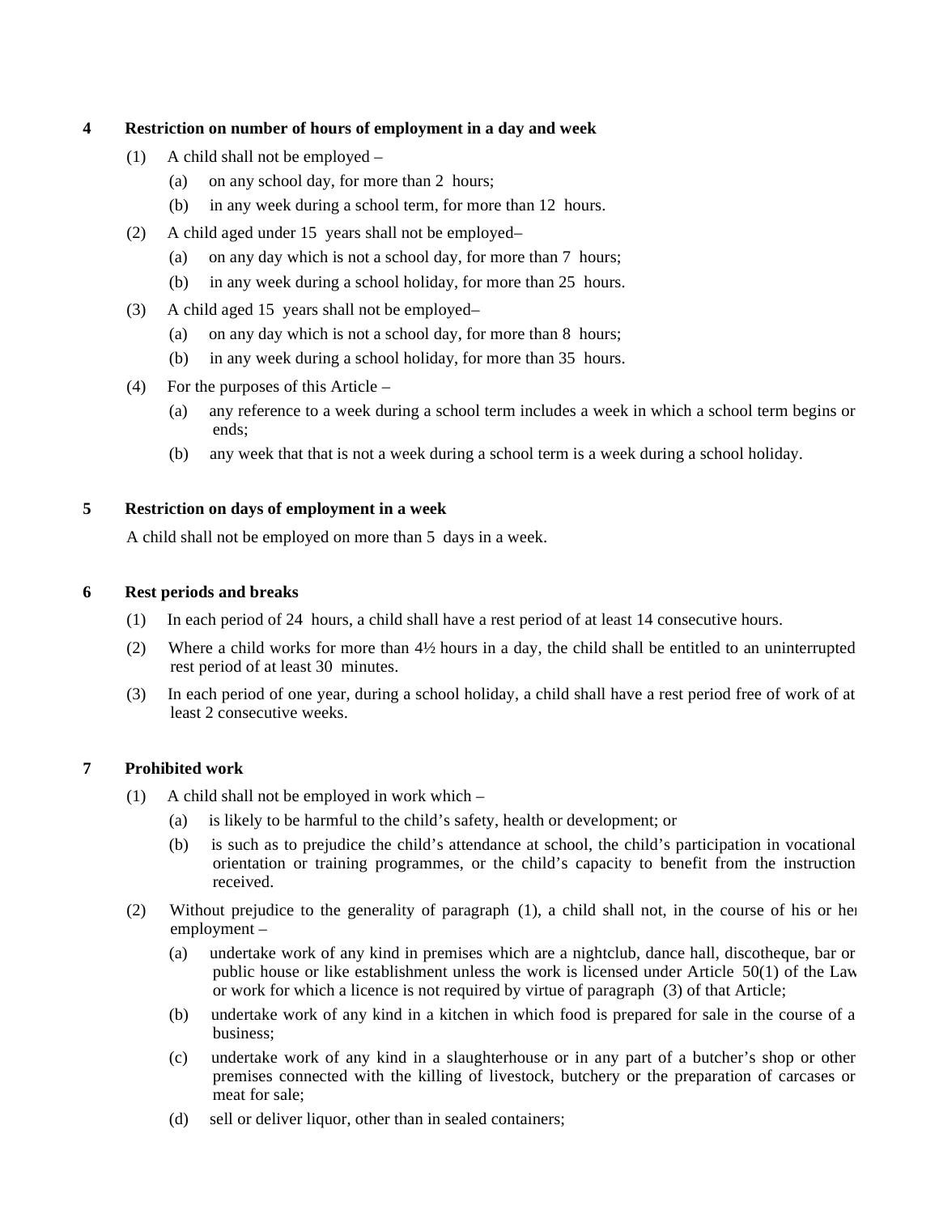**4 Restriction on number of hours of employment in a day and week**

(1) A child shall not be employed –

(a) on any school day, for more than 2 hours;

(b) in any week during a school term, for more than 12 hours.

(2) A child aged under 15 years shall not be employed–

(a) on any day which is not a school day, for more than 7 hours;

(b) in any week during a school holiday, for more than 25 hours.

(3) A child aged 15 years shall not be employed–

(a) on any day which is not a school day, for more than 8 hours;

(b) in any week during a school holiday, for more than 35 hours.

(4) For the purposes of this Article –

(a) any reference to a week during a school term includes a week in which a school term begins or ends;

(b) any week that that is not a week during a school term is a week during a school holiday.

**5 Restriction on days of employment in a week**

A child shall not be employed on more than 5 days in a week.

**6 Rest periods and breaks**

(1) In each period of 24 hours, a child shall have a rest period of at least 14 consecutive hours.

(2) Where a child works for more than 4½ hours in a day, the child shall be entitled to an uninterrupted rest period of at least 30 minutes.

(3) In each period of one year, during a school holiday, a child shall have a rest period free of work of at least 2 consecutive weeks.

**7 Prohibited work**

(1) A child shall not be employed in work which –

(a) is likely to be harmful to the child's safety, health or development; or

(b) is such as to prejudice the child's attendance at school, the child's participation in vocational orientation or training programmes, or the child's capacity to benefit from the instruction received.

(2) Without prejudice to the generality of paragraph (1), a child shall not, in the course of his or her employment –

(a) undertake work of any kind in premises which are a nightclub, dance hall, discotheque, bar or public house or like establishment unless the work is licensed under Article 50(1) of the Law or work for which a licence is not required by virtue of paragraph (3) of that Article;

(b) undertake work of any kind in a kitchen in which food is prepared for sale in the course of a business;

(c) undertake work of any kind in a slaughterhouse or in any part of a butcher's shop or other premises connected with the killing of livestock, butchery or the preparation of carcases or meat for sale;

(d) sell or deliver liquor, other than in sealed containers;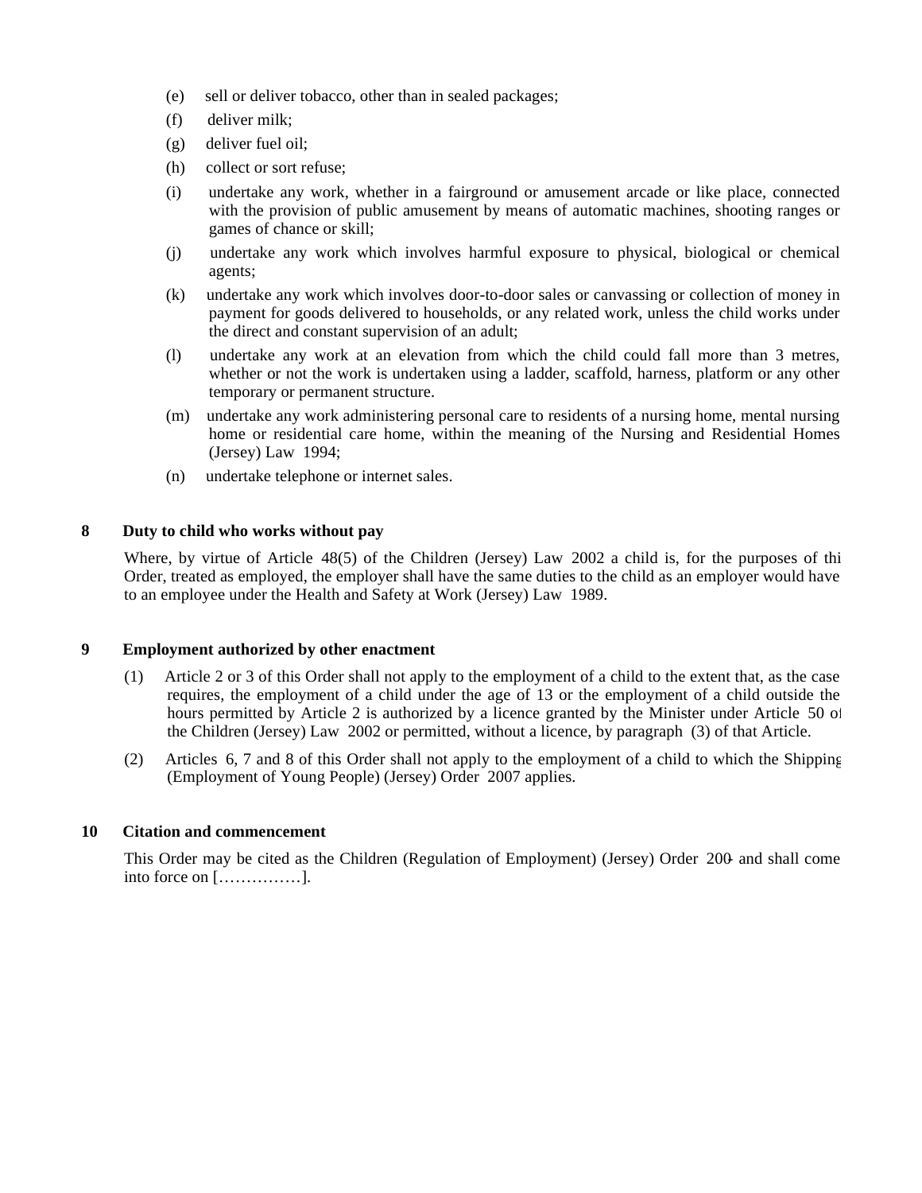(e) sell or deliver tobacco, other than in sealed packages;

(f) deliver milk;

(g) deliver fuel oil;

(h) collect or sort refuse;

(i) undertake any work, whether in a fairground or amusement arcade or like place, connected with the provision of public amusement by means of automatic machines, shooting ranges or games of chance or skill;

(j) undertake any work which involves harmful exposure to physical, biological or chemical agents;

(k) undertake any work which involves door-to-door sales or canvassing or collection of money in payment for goods delivered to households, or any related work, unless the child works under the direct and constant supervision of an adult;

(l) undertake any work at an elevation from which the child could fall more than 3 metres, whether or not the work is undertaken using a ladder, scaffold, harness, platform or any other temporary or permanent structure.

(m) undertake any work administering personal care to residents of a nursing home, mental nursing home or residential care home, within the meaning of the Nursing and Residential Homes (Jersey) Law 1994;

(n) undertake telephone or internet sales.

**8 Duty to child who works without pay**

Where, by virtue of Article 48(5) of the Children (Jersey) Law 2002 a child is, for the purposes of this Order, treated as employed, the employer shall have the same duties to the child as an employer would have to an employee under the Health and Safety at Work (Jersey) Law 1989.

**9 Employment authorized by other enactment**

(1) Article 2 or 3 of this Order shall not apply to the employment of a child to the extent that, as the case requires, the employment of a child under the age of 13 or the employment of a child outside the hours permitted by Article 2 is authorized by a licence granted by the Minister under Article 50 of the Children (Jersey) Law 2002 or permitted, without a licence, by paragraph (3) of that Article.

(2) Articles 6, 7 and 8 of this Order shall not apply to the employment of a child to which the Shipping (Employment of Young People) (Jersey) Order 2007 applies.

**10 Citation and commencement**

This Order may be cited as the Children (Regulation of Employment) (Jersey) Order 200- and shall come into force on [……………].